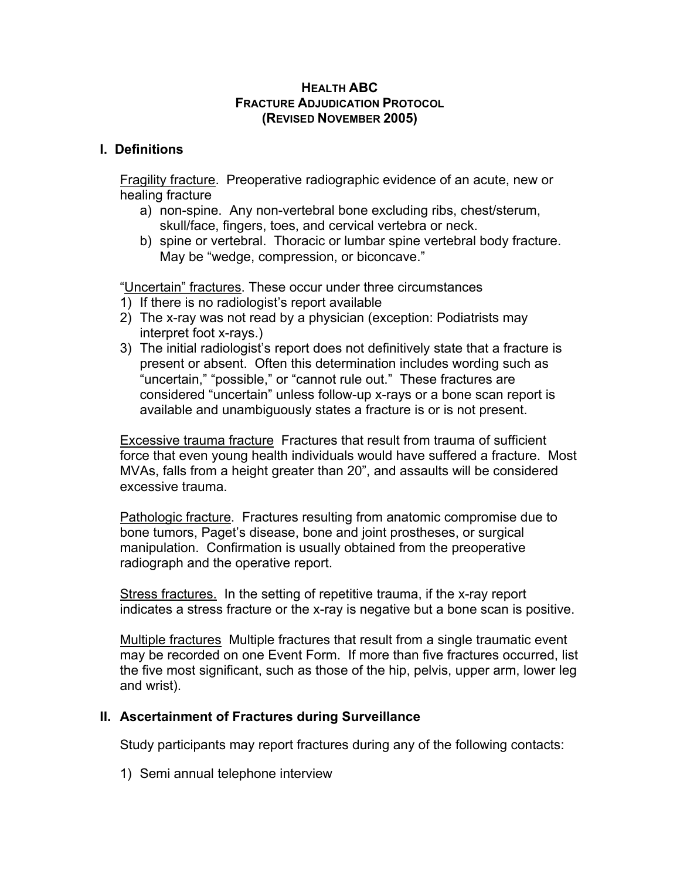# HEALTH ABC
# FRACTURE ADJUDICATION PROTOCOL
# (REVISED NOVEMBER 2005)

## I. Definitions

Fragility fracture. Preoperative radiographic evidence of an acute, new or healing fracture

a) non-spine. Any non-vertebral bone excluding ribs, chest/sterum, skull/face, fingers, toes, and cervical vertebra or neck.
b) spine or vertebral. Thoracic or lumbar spine vertebral body fracture. May be "wedge, compression, or biconcave."

"Uncertain" fractures. These occur under three circumstances

1) If there is no radiologist's report available
2) The x-ray was not read by a physician (exception: Podiatrists may interpret foot x-rays.)
3) The initial radiologist's report does not definitively state that a fracture is present or absent. Often this determination includes wording such as "uncertain," "possible," or "cannot rule out." These fractures are considered "uncertain" unless follow-up x-rays or a bone scan report is available and unambiguously states a fracture is or is not present.

Excessive trauma fracture Fractures that result from trauma of sufficient force that even young health individuals would have suffered a fracture. Most MVAs, falls from a height greater than 20", and assaults will be considered excessive trauma.

Pathologic fracture. Fractures resulting from anatomic compromise due to bone tumors, Paget's disease, bone and joint prostheses, or surgical manipulation. Confirmation is usually obtained from the preoperative radiograph and the operative report.

Stress fractures. In the setting of repetitive trauma, if the x-ray report indicates a stress fracture or the x-ray is negative but a bone scan is positive.

Multiple fractures Multiple fractures that result from a single traumatic event may be recorded on one Event Form. If more than five fractures occurred, list the five most significant, such as those of the hip, pelvis, upper arm, lower leg and wrist).

## II. Ascertainment of Fractures during Surveillance

Study participants may report fractures during any of the following contacts:

1) Semi annual telephone interview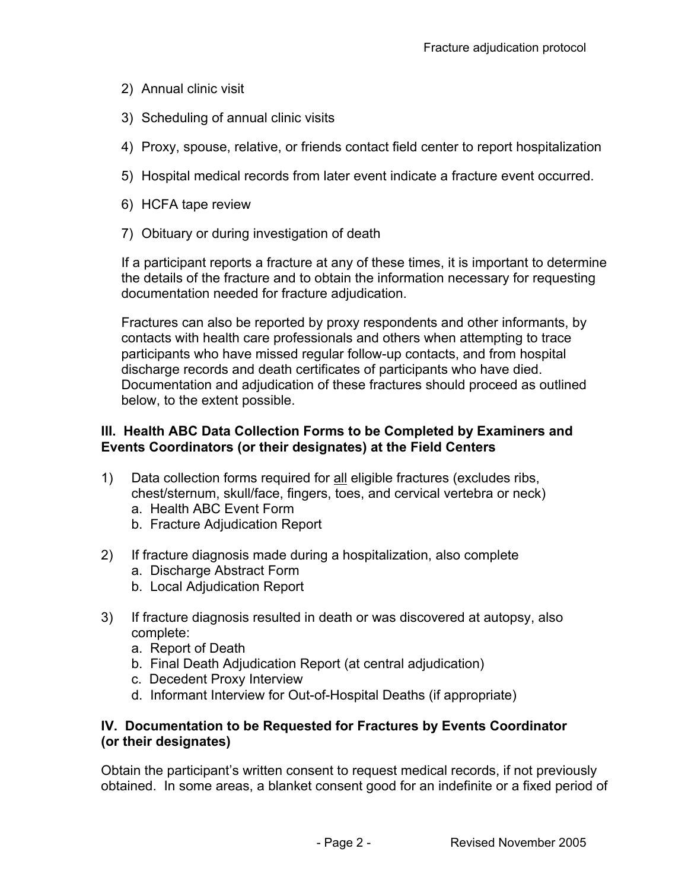2) Annual clinic visit

3) Scheduling of annual clinic visits

4) Proxy, spouse, relative, or friends contact field center to report hospitalization

5) Hospital medical records from later event indicate a fracture event occurred.

6) HCFA tape review

7) Obituary or during investigation of death

If a participant reports a fracture at any of these times, it is important to determine the details of the fracture and to obtain the information necessary for requesting documentation needed for fracture adjudication.

Fractures can also be reported by proxy respondents and other informants, by contacts with health care professionals and others when attempting to trace participants who have missed regular follow-up contacts, and from hospital discharge records and death certificates of participants who have died. Documentation and adjudication of these fractures should proceed as outlined below, to the extent possible.

### III. Health ABC Data Collection Forms to be Completed by Examiners and Events Coordinators (or their designates) at the Field Centers

1) Data collection forms required for <u>all</u> eligible fractures (excludes ribs, chest/sternum, skull/face, fingers, toes, and cervical vertebra or neck)
   a. Health ABC Event Form
   b. Fracture Adjudication Report

2) If fracture diagnosis made during a hospitalization, also complete
   a. Discharge Abstract Form
   b. Local Adjudication Report

3) If fracture diagnosis resulted in death or was discovered at autopsy, also complete:
   a. Report of Death
   b. Final Death Adjudication Report (at central adjudication)
   c. Decedent Proxy Interview
   d. Informant Interview for Out-of-Hospital Deaths (if appropriate)

### IV. Documentation to be Requested for Fractures by Events Coordinator (or their designates)

Obtain the participant's written consent to request medical records, if not previously obtained. In some areas, a blanket consent good for an indefinite or a fixed period of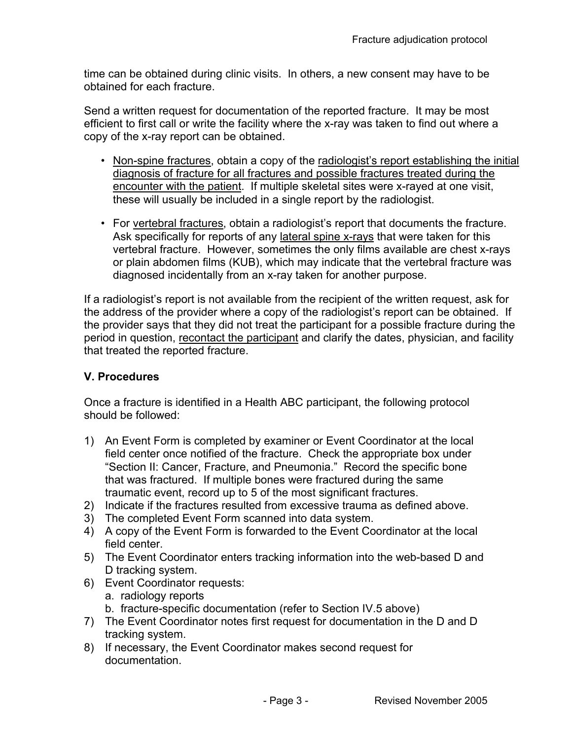time can be obtained during clinic visits. In others, a new consent may have to be obtained for each fracture.

Send a written request for documentation of the reported fracture. It may be most efficient to first call or write the facility where the x-ray was taken to find out where a copy of the x-ray report can be obtained.

- Non-spine fractures, obtain a copy of the radiologist's report establishing the initial diagnosis of fracture for all fractures and possible fractures treated during the encounter with the patient. If multiple skeletal sites were x-rayed at one visit, these will usually be included in a single report by the radiologist.
- For vertebral fractures, obtain a radiologist's report that documents the fracture. Ask specifically for reports of any lateral spine x-rays that were taken for this vertebral fracture. However, sometimes the only films available are chest x-rays or plain abdomen films (KUB), which may indicate that the vertebral fracture was diagnosed incidentally from an x-ray taken for another purpose.

If a radiologist's report is not available from the recipient of the written request, ask for the address of the provider where a copy of the radiologist's report can be obtained. If the provider says that they did not treat the participant for a possible fracture during the period in question, recontact the participant and clarify the dates, physician, and facility that treated the reported fracture.

**V. Procedures**

Once a fracture is identified in a Health ABC participant, the following protocol should be followed:

1) An Event Form is completed by examiner or Event Coordinator at the local field center once notified of the fracture. Check the appropriate box under "Section II: Cancer, Fracture, and Pneumonia." Record the specific bone that was fractured. If multiple bones were fractured during the same traumatic event, record up to 5 of the most significant fractures.
2) Indicate if the fractures resulted from excessive trauma as defined above.
3) The completed Event Form scanned into data system.
4) A copy of the Event Form is forwarded to the Event Coordinator at the local field center.
5) The Event Coordinator enters tracking information into the web-based D and D tracking system.
6) Event Coordinator requests:
   a. radiology reports
   b. fracture-specific documentation (refer to Section IV.5 above)
7) The Event Coordinator notes first request for documentation in the D and D tracking system.
8) If necessary, the Event Coordinator makes second request for documentation.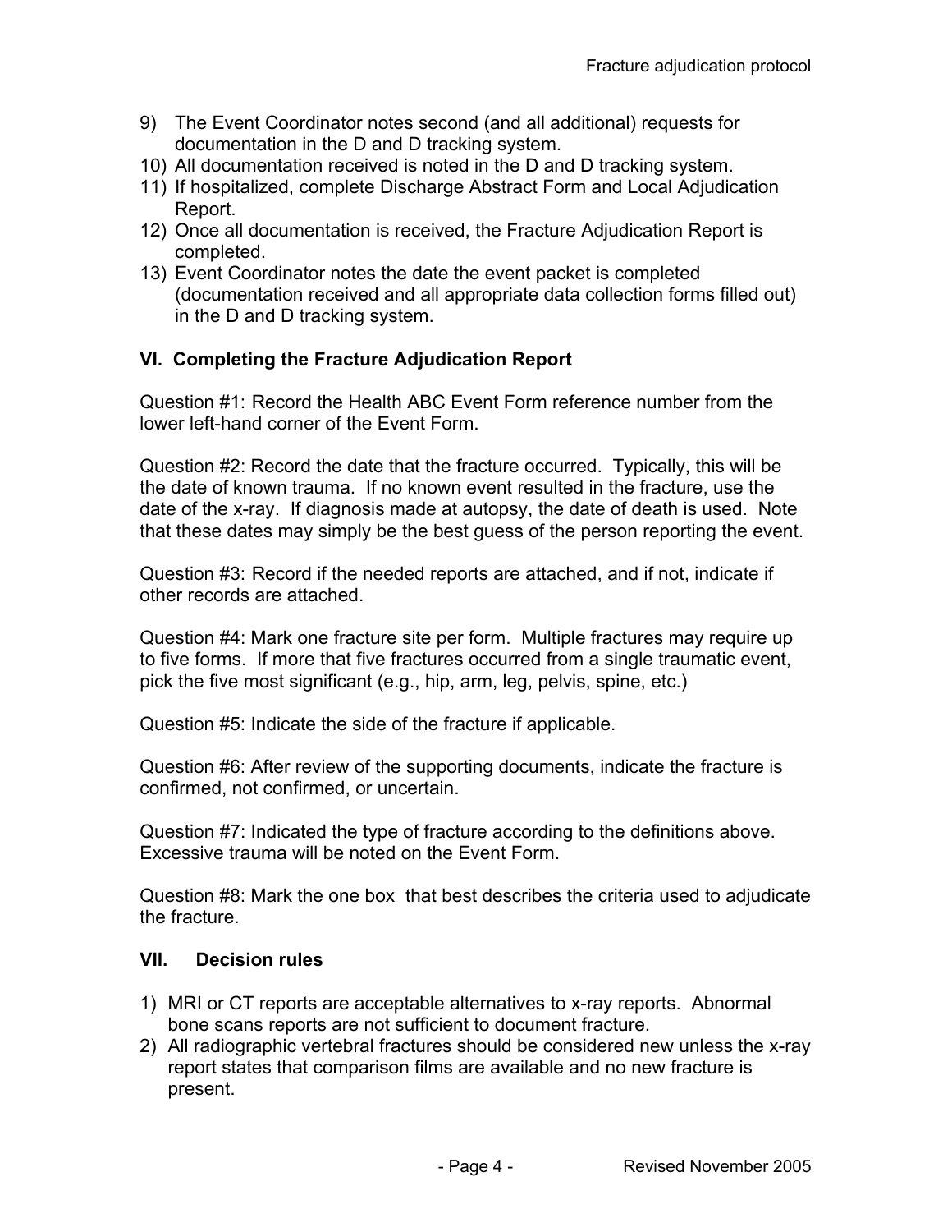9) The Event Coordinator notes second (and all additional) requests for documentation in the D and D tracking system.
10) All documentation received is noted in the D and D tracking system.
11) If hospitalized, complete Discharge Abstract Form and Local Adjudication Report.
12) Once all documentation is received, the Fracture Adjudication Report is completed.
13) Event Coordinator notes the date the event packet is completed (documentation received and all appropriate data collection forms filled out) in the D and D tracking system.

## VI. Completing the Fracture Adjudication Report

Question #1: Record the Health ABC Event Form reference number from the lower left-hand corner of the Event Form.

Question #2: Record the date that the fracture occurred. Typically, this will be the date of known trauma. If no known event resulted in the fracture, use the date of the x-ray. If diagnosis made at autopsy, the date of death is used. Note that these dates may simply be the best guess of the person reporting the event.

Question #3: Record if the needed reports are attached, and if not, indicate if other records are attached.

Question #4: Mark one fracture site per form. Multiple fractures may require up to five forms. If more that five fractures occurred from a single traumatic event, pick the five most significant (e.g., hip, arm, leg, pelvis, spine, etc.)

Question #5: Indicate the side of the fracture if applicable.

Question #6: After review of the supporting documents, indicate the fracture is confirmed, not confirmed, or uncertain.

Question #7: Indicated the type of fracture according to the definitions above. Excessive trauma will be noted on the Event Form.

Question #8: Mark the one box that best describes the criteria used to adjudicate the fracture.

## VII. Decision rules

1) MRI or CT reports are acceptable alternatives to x-ray reports. Abnormal bone scans reports are not sufficient to document fracture.
2) All radiographic vertebral fractures should be considered new unless the x-ray report states that comparison films are available and no new fracture is present.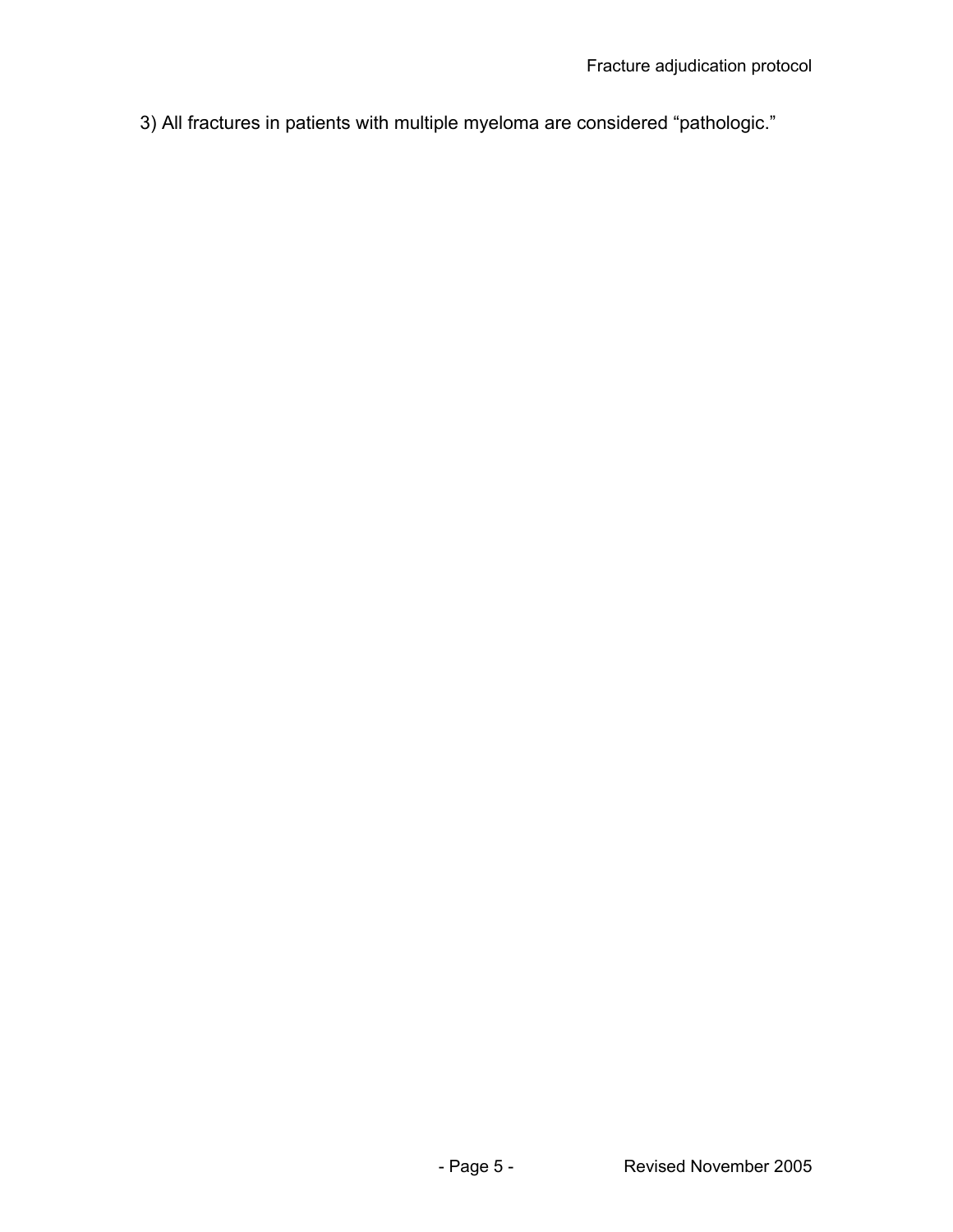3) All fractures in patients with multiple myeloma are considered “pathologic.”